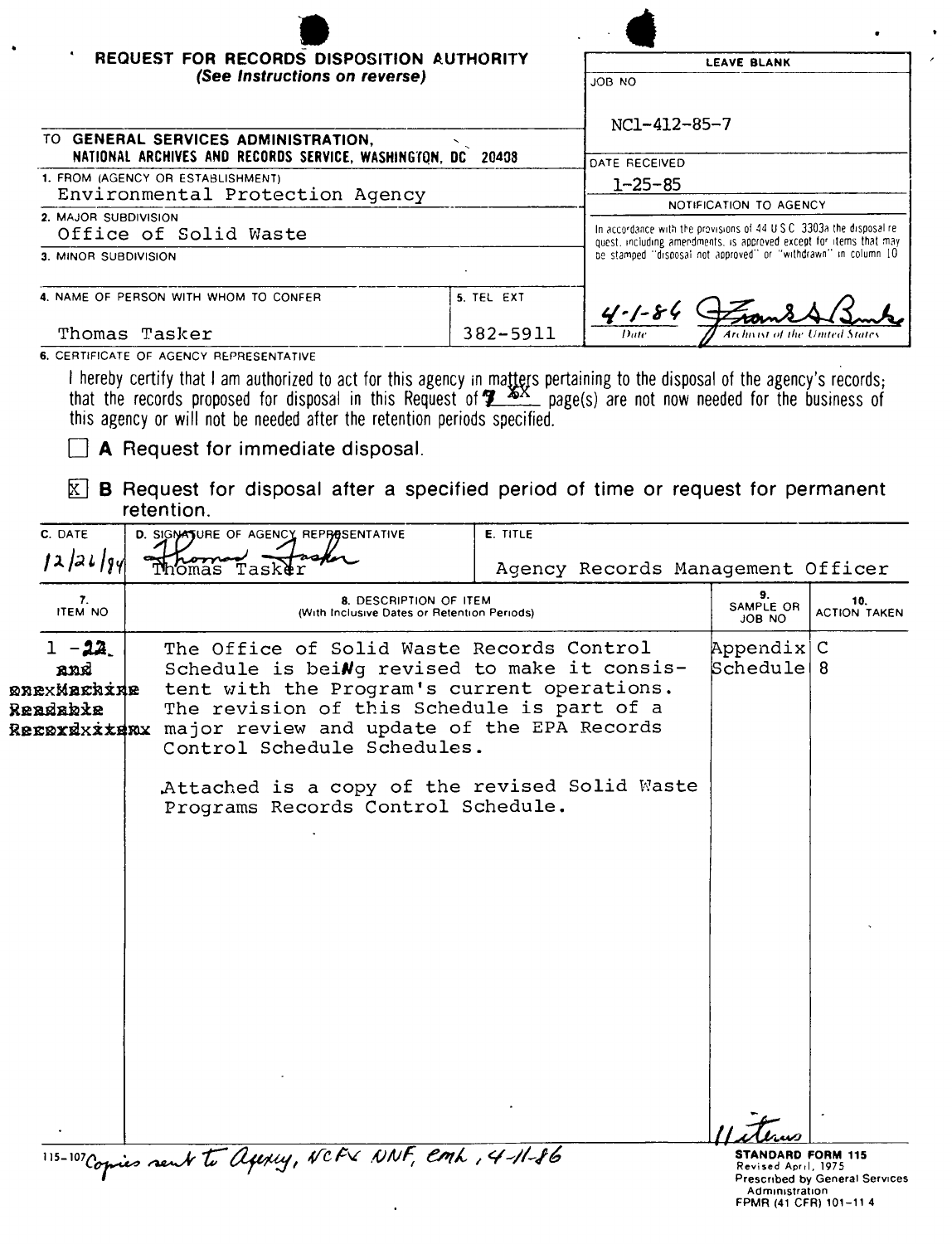# REQUEST FOR RECORDS DISPOSITION AUTHORITY

*(See Instructions on reverse)*

**LEAVE BLANK**

JOB NO: NC1-412-85-7

DATE RECEIVED: 1-25-85

NOTIFICATION TO AGENCY

In accordance with the provisions of 44 U.S.C. 3303a the disposal request, including amendments, is approved except for items that may be stamped "disposal not approved" or "withdrawn" in column 10

4-1-86 — Frank B. Burke — Date / Archivist of the United States

TO **GENERAL SERVICES ADMINISTRATION, NATIONAL ARCHIVES AND RECORDS SERVICE, WASHINGTON, DC 20408**

1. FROM (AGENCY OR ESTABLISHMENT): Environmental Protection Agency
2. MAJOR SUBDIVISION: Office of Solid Waste
3. MINOR SUBDIVISION:
4. NAME OF PERSON WITH WHOM TO CONFER: Thomas Tasker
5. TEL EXT: 382-5911

6. CERTIFICATE OF AGENCY REPRESENTATIVE

I hereby certify that I am authorized to act for this agency in matters pertaining to the disposal of the agency's records; that the records proposed for disposal in this Request of ~~6X~~ 7 page(s) are not now needed for the business of this agency or will not be needed after the retention periods specified.

☐ **A** Request for immediate disposal.

☒ **B** Request for disposal after a specified period of time or request for permanent retention.

| C. DATE | D. SIGNATURE OF AGENCY REPRESENTATIVE | E. TITLE |
|---|---|---|
| 12/26/84 | Thomas Tasker | Agency Records Management Officer |

| 7. ITEM NO | 8. DESCRIPTION OF ITEM (With Inclusive Dates or Retention Periods) | 9. SAMPLE OR JOB NO | 10. ACTION TAKEN |
|---|---|---|---|
| 1 - 22 ~~and Machine Readable Records~~ | The Office of Solid Waste Records Control Schedule is being revised to make it consistent with the Program's current operations. The revision of this Schedule is part of a major review and update of the EPA Records Control Schedule Schedules.<br><br>Attached is a copy of the revised Solid Waste Programs Records Control Schedule. | Appendix Schedule | C 8 |

11 items

115-107 Copies sent to Agency, NCFC NNF, cmh, 4-11-86

**STANDARD FORM 115**
Revised April, 1975
Prescribed by General Services Administration
FPMR (41 CFR) 101-11.4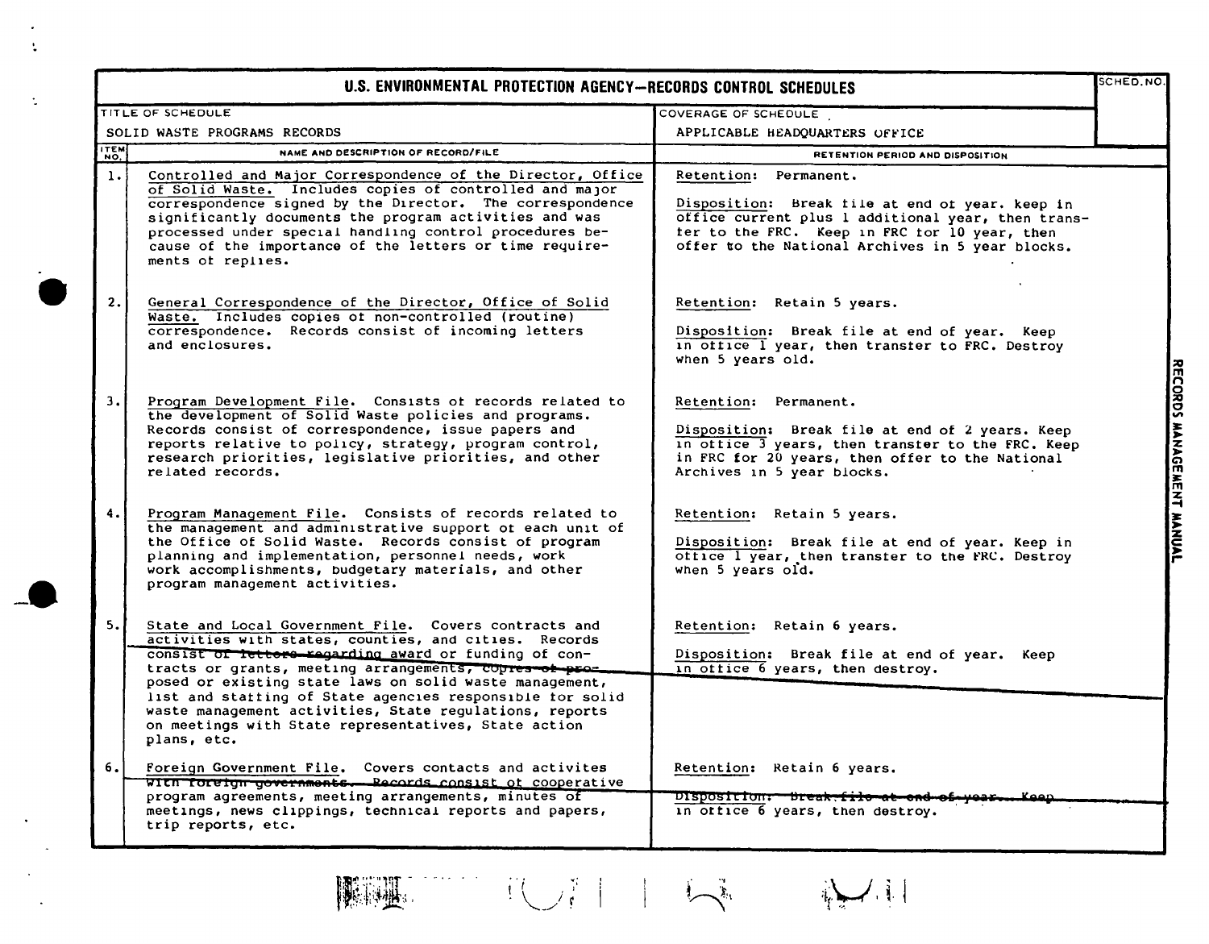# U.S. ENVIRONMENTAL PROTECTION AGENCY—RECORDS CONTROL SCHEDULES

| TITLE OF SCHEDULE | COVERAGE OF SCHEDULE | SCHED. NO. |
|---|---|---|
| SOLID WASTE PROGRAMS RECORDS | APPLICABLE HEADQUARTERS OFFICE | |

| ITEM NO. | NAME AND DESCRIPTION OF RECORD/FILE | RETENTION PERIOD AND DISPOSITION |
|---|---|---|
| 1. | Controlled and Major Correspondence of the Director, Office of Solid Waste. Includes copies of controlled and major correspondence signed by the Director. The correspondence significantly documents the program activities and was processed under special handling control procedures because of the importance of the letters or time requirements of replies. | Retention: Permanent.<br><br>Disposition: Break file at end of year. keep in office current plus 1 additional year, then transfer to the FRC. Keep in FRC for 10 year, then offer to the National Archives in 5 year blocks. |
| 2. | General Correspondence of the Director, Office of Solid Waste. Includes copies of non-controlled (routine) correspondence. Records consist of incoming letters and enclosures. | Retention: Retain 5 years.<br><br>Disposition: Break file at end of year. Keep in office 1 year, then transfer to FRC. Destroy when 5 years old. |
| 3. | Program Development File. Consists of records related to the development of Solid Waste policies and programs. Records consist of correspondence, issue papers and reports relative to policy, strategy, program control, research priorities, legislative priorities, and other related records. | Retention: Permanent.<br><br>Disposition: Break file at end of 2 years. Keep in office 3 years, then transfer to the FRC. Keep in FRC for 20 years, then offer to the National Archives in 5 year blocks. |
| 4. | Program Management File. Consists of records related to the management and administrative support of each unit of the Office of Solid Waste. Records consist of program planning and implementation, personnel needs, work work accomplishments, budgetary materials, and other program management activities. | Retention: Retain 5 years.<br><br>Disposition: Break file at end of year. Keep in office 1 year, then transfer to the FRC. Destroy when 5 years old. |
| 5. | State and Local Government File. Covers contracts and activities with states, counties, and cities. Records consist of letters regarding award or funding of contracts or grants, meeting arrangements, copies of proposed or existing state laws on solid waste management, list and staffing of State agencies responsible for solid waste management activities, State regulations, reports on meetings with State representatives, State action plans, etc. | Retention: Retain 6 years.<br><br>Disposition: Break file at end of year. Keep in office 6 years, then destroy. |
| 6. | Foreign Government File. Covers contacts and activites with foreign governments. Records consist of cooperative program agreements, meeting arrangements, minutes of meetings, news clippings, technical reports and papers, trip reports, etc. | Retention: Retain 6 years.<br><br>Disposition: Break file at end of year. Keep in office 6 years, then destroy. |

RECORDS MANAGEMENT MANUAL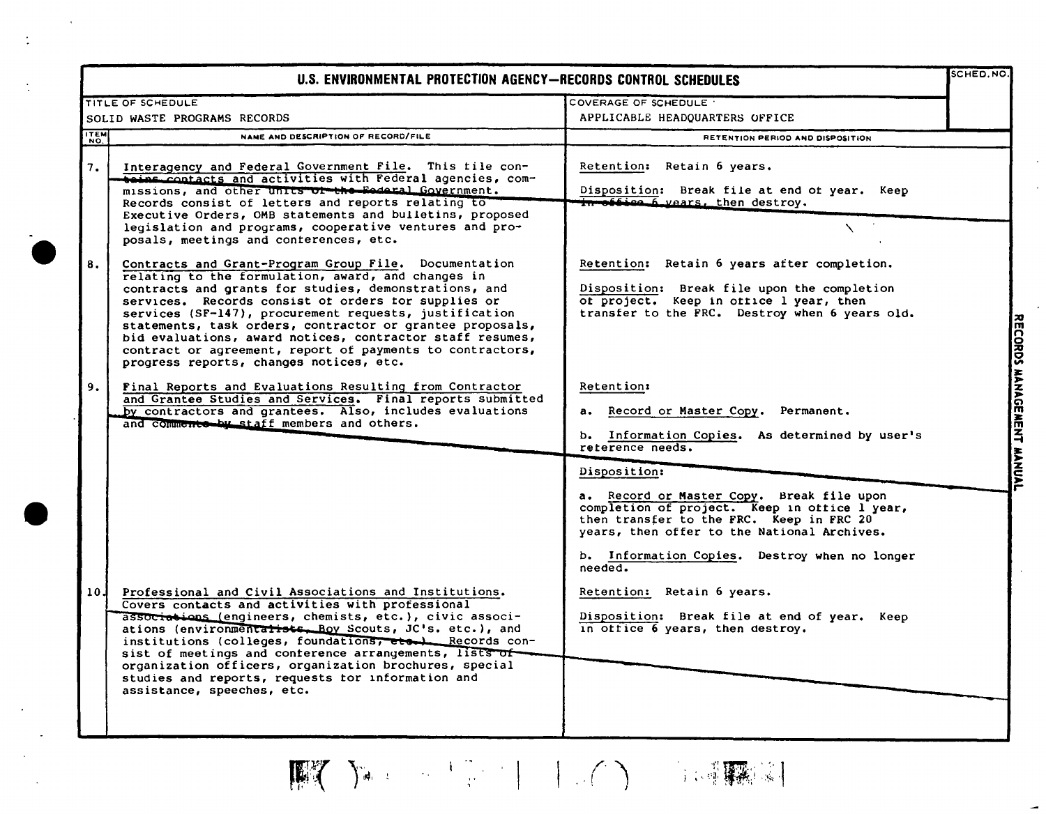# U.S. ENVIRONMENTAL PROTECTION AGENCY—RECORDS CONTROL SCHEDULES

| TITLE OF SCHEDULE | COVERAGE OF SCHEDULE | SCHED. NO. |
|---|---|---|
| SOLID WASTE PROGRAMS RECORDS | APPLICABLE HEADQUARTERS OFFICE | |

| ITEM NO. | NAME AND DESCRIPTION OF RECORD/FILE | RETENTION PERIOD AND DISPOSITION |
|---|---|---|
| 7. | Interagency and Federal Government File. This file contains contacts and activities with Federal agencies, commissions, and other units of the Federal Government. Records consist of letters and reports relating to Executive Orders, OMB statements and bulletins, proposed legislation and programs, cooperative ventures and proposals, meetings and conferences, etc. | Retention: Retain 6 years.<br><br>Disposition: Break file at end of year. Keep in office 6 years, then destroy. |
| 8. | Contracts and Grant-Program Group File. Documentation relating to the formulation, award, and changes in contracts and grants for studies, demonstrations, and services. Records consist of orders for supplies or services (SF-147), procurement requests, justification statements, task orders, contractor or grantee proposals, bid evaluations, award notices, contractor staff resumes, contract or agreement, report of payments to contractors, progress reports, changes notices, etc. | Retention: Retain 6 years after completion.<br><br>Disposition: Break file upon the completion of project. Keep in office 1 year, then transfer to the FRC. Destroy when 6 years old. |
| 9. | Final Reports and Evaluations Resulting from Contractor and Grantee Studies and Services. Final reports submitted by contractors and grantees. Also, includes evaluations and comments by staff members and others. | Retention:<br><br>a. Record or Master Copy. Permanent.<br><br>b. Information Copies. As determined by user's reference needs.<br><br>Disposition:<br><br>a. Record or Master Copy. Break file upon completion of project. Keep in office 1 year, then transfer to the FRC. Keep in FRC 20 years, then offer to the National Archives.<br><br>b. Information Copies. Destroy when no longer needed. |
| 10. | Professional and Civil Associations and Institutions. Covers contacts and activities with professional associations (engineers, chemists, etc.), civic associations (environmentalists, Boy Scouts, JC's, etc.), and institutions (colleges, foundations, etc.). Records consist of meetings and conference arrangements, lists of organization officers, organization brochures, special studies and reports, requests for information and assistance, speeches, etc. | Retention: Retain 6 years.<br><br>Disposition: Break file at end of year. Keep in office 6 years, then destroy. |

RECORDS MANAGEMENT MANUAL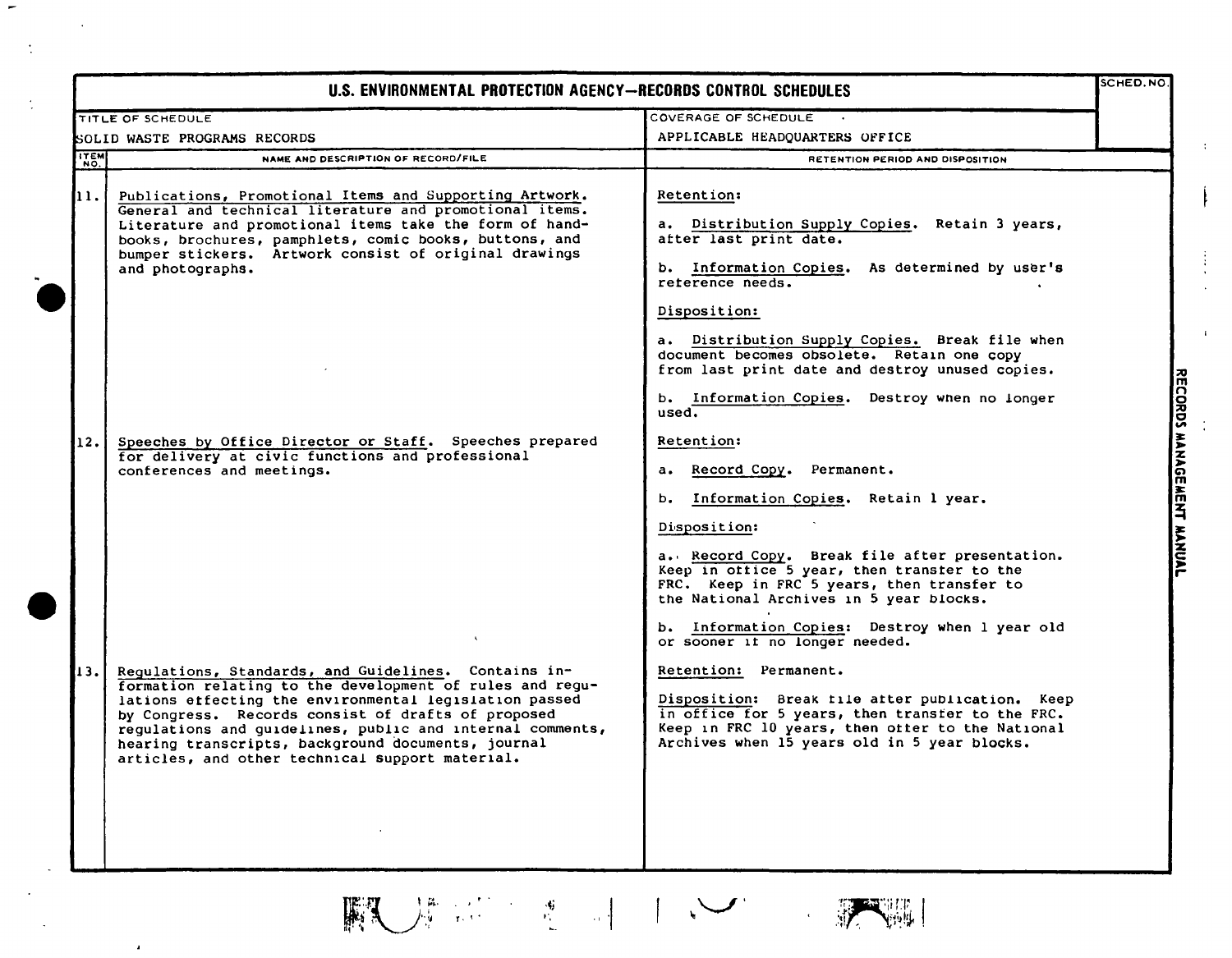# U.S. ENVIRONMENTAL PROTECTION AGENCY—RECORDS CONTROL SCHEDULES

| TITLE OF SCHEDULE | COVERAGE OF SCHEDULE | SCHED. NO. |
|---|---|---|
| SOLID WASTE PROGRAMS RECORDS | APPLICABLE HEADQUARTERS OFFICE | |

| ITEM NO. | NAME AND DESCRIPTION OF RECORD/FILE | RETENTION PERIOD AND DISPOSITION |
|---|---|---|
| 11. | <u>Publications, Promotional Items and Supporting Artwork</u>. General and technical literature and promotional items. Literature and promotional items take the form of handbooks, brochures, pamphlets, comic books, buttons, and bumper stickers. Artwork consist of original drawings and photographs. | <u>Retention</u>:<br><br>a. <u>Distribution Supply Copies</u>. Retain 3 years, after last print date.<br><br>b. <u>Information Copies</u>. As determined by user's reference needs.<br><br><u>Disposition</u>:<br><br>a. <u>Distribution Supply Copies.</u> Break file when document becomes obsolete. Retain one copy from last print date and destroy unused copies.<br><br>b. <u>Information Copies</u>. Destroy when no longer used. |
| 12. | <u>Speeches by Office Director or Staff</u>. Speeches prepared for delivery at civic functions and professional conferences and meetings. | <u>Retention</u>:<br><br>a. <u>Record Copy</u>. Permanent.<br><br>b. <u>Information Copies</u>. Retain 1 year.<br><br><u>Disposition</u>:<br><br>a. <u>Record Copy</u>. Break file after presentation. Keep in office 5 year, then transfer to the FRC. Keep in FRC 5 years, then transfer to the National Archives in 5 year blocks.<br><br>b. <u>Information Copies</u>: Destroy when 1 year old or sooner if no longer needed. |
| 13. | <u>Regulations, Standards, and Guidelines</u>. Contains information relating to the development of rules and regulations effecting the environmental legislation passed by Congress. Records consist of drafts of proposed regulations and guidelines, public and internal comments, hearing transcripts, background documents, journal articles, and other technical support material. | <u>Retention</u>: Permanent.<br><br><u>Disposition</u>: Break file after publication. Keep in office for 5 years, then transfer to the FRC. Keep in FRC 10 years, then offer to the National Archives when 15 years old in 5 year blocks. |

RECORDS MANAGEMENT MANUAL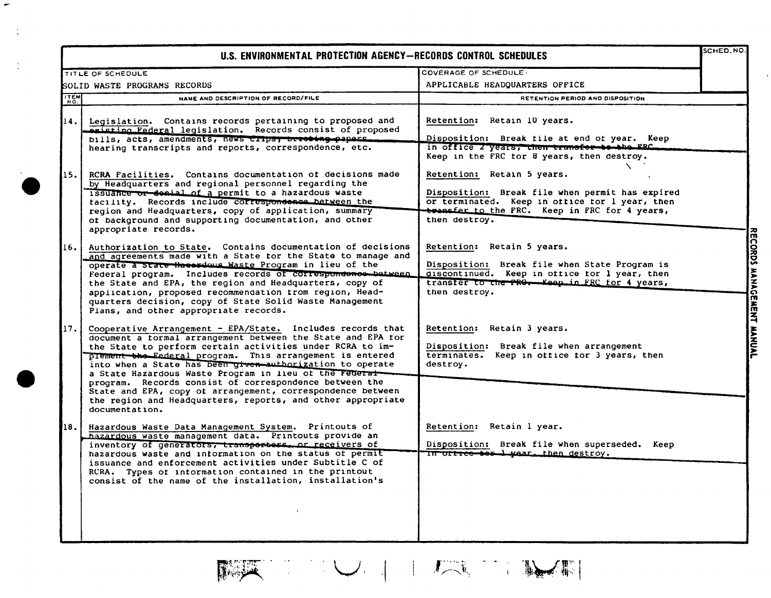# U.S. ENVIRONMENTAL PROTECTION AGENCY—RECORDS CONTROL SCHEDULES

| TITLE OF SCHEDULE | COVERAGE OF SCHEDULE | SCHED. NO. |
|---|---|---|
| SOLID WASTE PROGRAMS RECORDS | APPLICABLE HEADQUARTERS OFFICE | |

| ITEM NO. | NAME AND DESCRIPTION OF RECORD/FILE | RETENTION PERIOD AND DISPOSITION |
|---|---|---|
| 14. | Legislation. Contains records pertaining to proposed and existing Federal legislation. Records consist of proposed bills, acts, amendments, news clips, briefing papers, hearing transcripts and reports, correspondence, etc. | Retention: Retain 10 years.<br><br>Disposition: Break file at end of year. Keep in office 2 years, then transfer to the FRC. Keep in the FRC for 8 years, then destroy. |
| 15. | RCRA Facilities. Contains documentation of decisions made by Headquarters and regional personnel regarding the issuance or denial of a permit to a hazardous waste facility. Records include correspondence between the region and Headquarters, copy of application, summary of background and supporting documentation, and other appropriate records. | Retention: Retain 5 years.<br><br>Disposition: Break file when permit has expired or terminated. Keep in office for 1 year, then transfer to the FRC. Keep in FRC for 4 years, then destroy. |
| 16. | Authorization to State. Contains documentation of decisions and agreements made with a State for the State to manage and operate a State Hazardous Waste Program in lieu of the Federal program. Includes records of correspondence between the State and EPA, the region and Headquarters, copy of application, proposed recommendation from region, Headquarters decision, copy of State Solid Waste Management Plans, and other appropriate records. | Retention: Retain 5 years.<br><br>Disposition: Break file when State Program is discontinued. Keep in office for 1 year, then transfer to the FRC. Keep in FRC for 4 years, then destroy. |
| 17. | Cooperative Arrangement - EPA/State. Includes records that document a formal arrangement between the State and EPA for the State to perform certain activities under RCRA to implement the Federal program. This arrangement is entered into when a State has been given authorization to operate a State Hazardous Waste Program in lieu of the Federal program. Records consist of correspondence between the State and EPA, copy of arrangement, correspondence between the region and Headquarters, reports, and other appropriate documentation. | Retention: Retain 3 years.<br><br>Disposition: Break file when arrangement terminates. Keep in office for 3 years, then destroy. |
| 18. | Hazardous Waste Data Management System. Printouts of hazardous waste management data. Printouts provide an inventory of generators, transporters, or receivers of hazardous waste and information on the status of permit issuance and enforcement activities under Subtitle C of RCRA. Types of information contained in the printout consist of the name of the installation, installation's | Retention: Retain 1 year.<br><br>Disposition: Break file when superseded. Keep in office for 1 year, then destroy. |

RECORDS MANAGEMENT MANUAL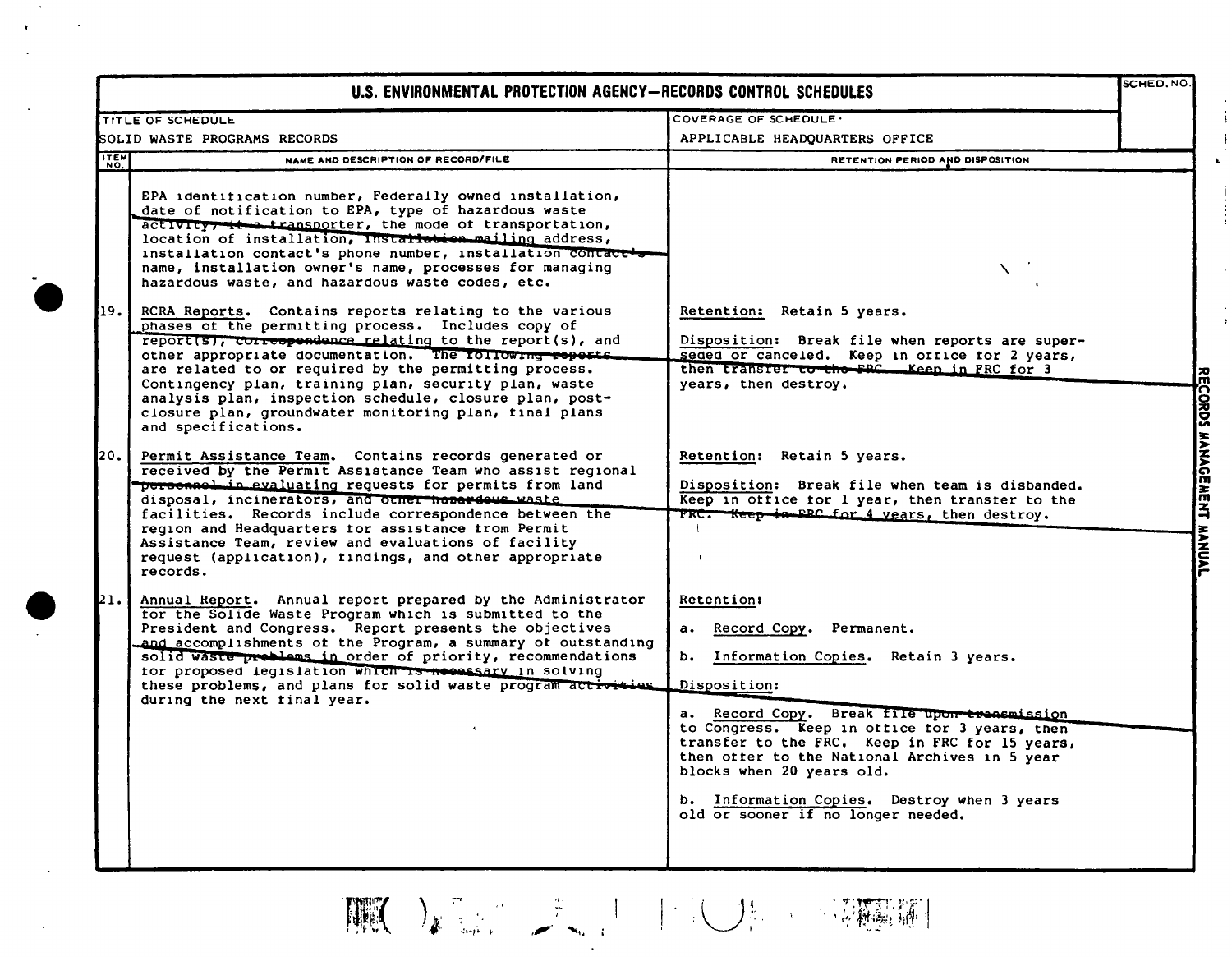# U.S. ENVIRONMENTAL PROTECTION AGENCY—RECORDS CONTROL SCHEDULES

| TITLE OF SCHEDULE | COVERAGE OF SCHEDULE | SCHED. NO. |
|---|---|---|
| SOLID WASTE PROGRAMS RECORDS | APPLICABLE HEADQUARTERS OFFICE | |

| ITEM NO. | NAME AND DESCRIPTION OF RECORD/FILE | RETENTION PERIOD AND DISPOSITION |
|---|---|---|
| | EPA identification number, Federally owned installation, date of notification to EPA, type of hazardous waste activity, if a transporter, the mode of transportation, location of installation, installation mailing address, installation contact's phone number, installation contact's name, installation owner's name, processes for managing hazardous waste, and hazardous waste codes, etc. | |
| 19. | RCRA Reports. Contains reports relating to the various phases of the permitting process. Includes copy of report(s), correspondence relating to the report(s), and other appropriate documentation. The following reports are related to or required by the permitting process. Contingency plan, training plan, security plan, waste analysis plan, inspection schedule, closure plan, post-closure plan, groundwater monitoring plan, final plans and specifications. | Retention: Retain 5 years.<br><br>Disposition: Break file when reports are superseded or canceled. Keep in office for 2 years, then transfer to the FRC. Keep in FRC for 3 years, then destroy. |
| 20. | Permit Assistance Team. Contains records generated or received by the Permit Assistance Team who assist regional personnel in evaluating requests for permits from land disposal, incinerators, and other hazardous waste facilities. Records include correspondence between the region and Headquarters for assistance from Permit Assistance Team, review and evaluations of facility request (application), findings, and other appropriate records. | Retention: Retain 5 years.<br><br>Disposition: Break file when team is disbanded. Keep in office for 1 year, then transfer to the FRC. Keep in FRC for 4 years, then destroy. |
| 21. | Annual Report. Annual report prepared by the Administrator for the Solide Waste Program which is submitted to the President and Congress. Report presents the objectives and accomplishments of the Program, a summary of outstanding solid waste problems in order of priority, recommendations for proposed legislation which is necessary in solving these problems, and plans for solid waste program activities during the next final year. | Retention:<br><br>a. Record Copy. Permanent.<br><br>b. Information Copies. Retain 3 years.<br><br>Disposition:<br><br>a. Record Copy. Break file upon transmission to Congress. Keep in office for 3 years, then transfer to the FRC. Keep in FRC for 15 years, then offer to the National Archives in 5 year blocks when 20 years old.<br><br>b. Information Copies. Destroy when 3 years old or sooner if no longer needed. |

RECORDS MANAGEMENT MANUAL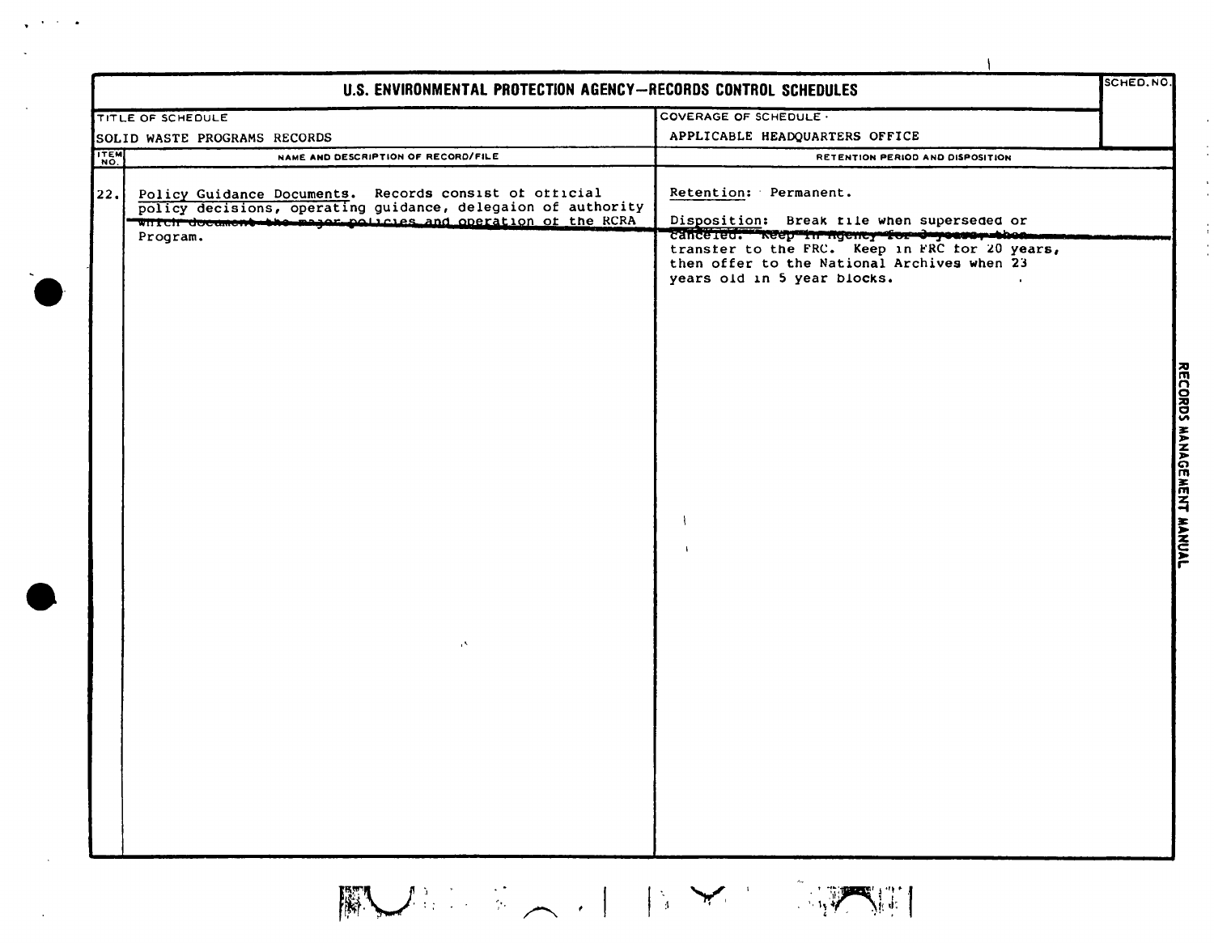# U.S. ENVIRONMENTAL PROTECTION AGENCY—RECORDS CONTROL SCHEDULES

| TITLE OF SCHEDULE | COVERAGE OF SCHEDULE | SCHED. NO. |
|---|---|---|
| SOLID WASTE PROGRAMS RECORDS | APPLICABLE HEADQUARTERS OFFICE | |

| ITEM NO. | NAME AND DESCRIPTION OF RECORD/FILE | RETENTION PERIOD AND DISPOSITION |
|---|---|---|
| 22. | Policy Guidance Documents. Records consist of official policy decisions, operating guidance, delegaion of authority which document the major policies and operation of the RCRA Program. | Retention: Permanent.<br><br>Disposition: Break file when superseded or canceled. Keep in Agency for 3 years, then transfer to the FRC. Keep in FRC for 20 years, then offer to the National Archives when 23 years old in 5 year blocks. |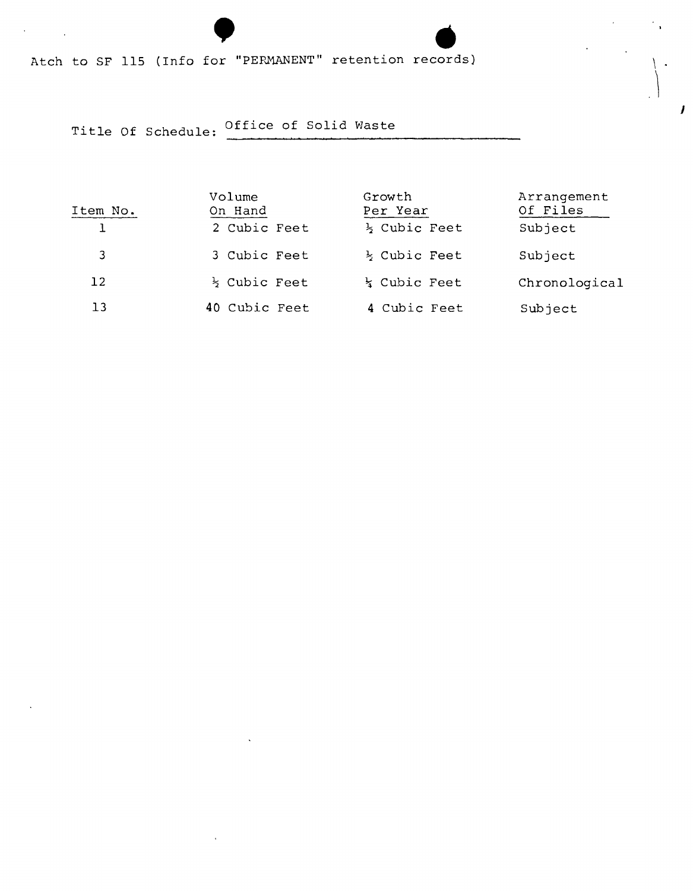Atch to SF 115 (Info for "PERMANENT" retention records)

Title Of Schedule: Office of Solid Waste

| Item No. | Volume On Hand | Growth Per Year | Arrangement Of Files |
|---|---|---|---|
| 1 | 2 Cubic Feet | ½ Cubic Feet | Subject |
| 3 | 3 Cubic Feet | ½ Cubic Feet | Subject |
| 12 | ½ Cubic Feet | ¼ Cubic Feet | Chronological |
| 13 | 40 Cubic Feet | 4 Cubic Feet | Subject |